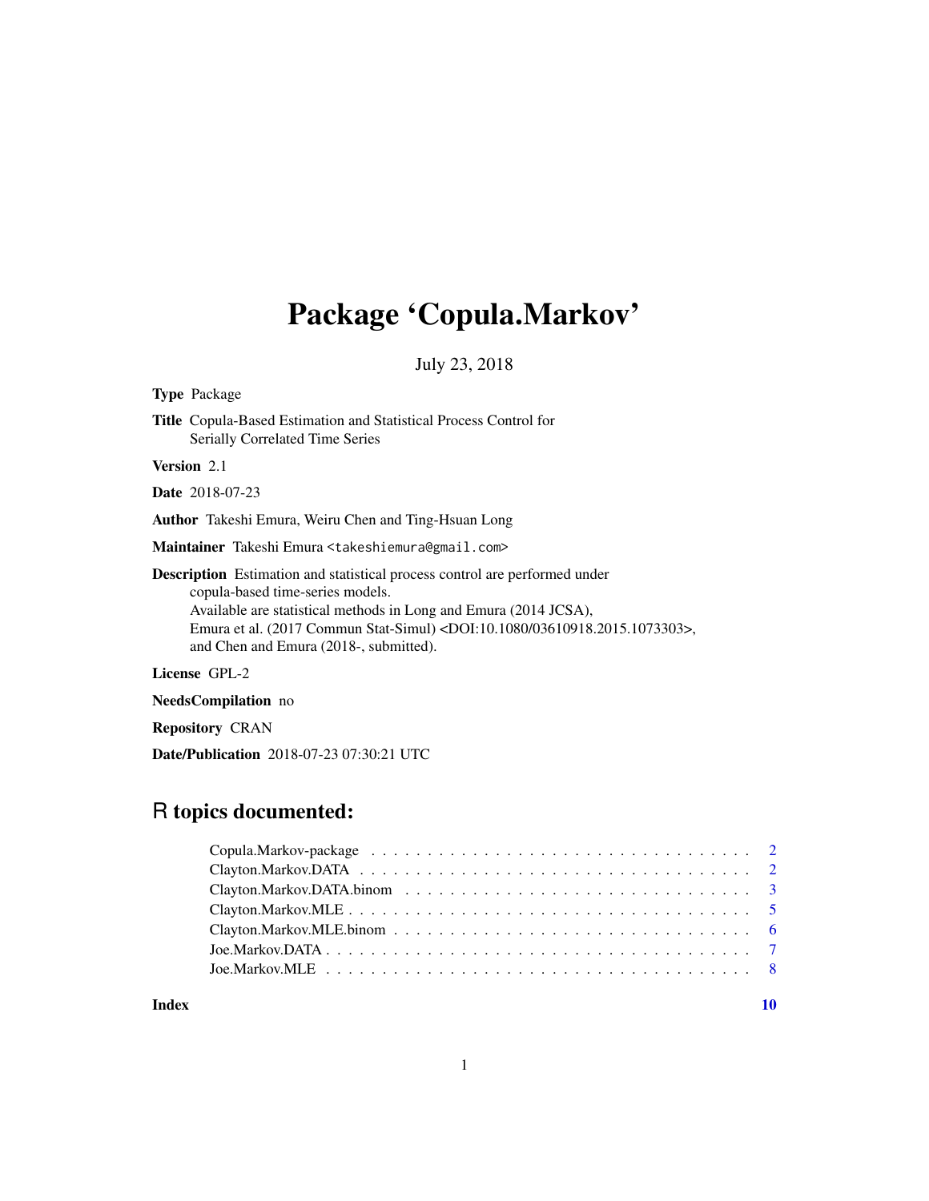# Package 'Copula.Markov'

July 23, 2018

**Type** Package

**Title** Copula-Based Estimation and Statistical Process Control for Serially Correlated Time Series

**Version** 2.1

**Date** 2018-07-23

**Author** Takeshi Emura, Weiru Chen and Ting-Hsuan Long

**Maintainer** Takeshi Emura <takeshiemura@gmail.com>

**Description** Estimation and statistical process control are performed under copula-based time-series models.
Available are statistical methods in Long and Emura (2014 JCSA),
Emura et al. (2017 Commun Stat-Simul) <DOI:10.1080/03610918.2015.1073303>,
and Chen and Emura (2018-, submitted).

**License** GPL-2

**NeedsCompilation** no

**Repository** CRAN

**Date/Publication** 2018-07-23 07:30:21 UTC

## R topics documented:

| | |
|---|---|
| Copula.Markov-package | 2 |
| Clayton.Markov.DATA | 2 |
| Clayton.Markov.DATA.binom | 3 |
| Clayton.Markov.MLE | 5 |
| Clayton.Markov.MLE.binom | 6 |
| Joe.Markov.DATA | 7 |
| Joe.Markov.MLE | 8 |
| **Index** | **10** |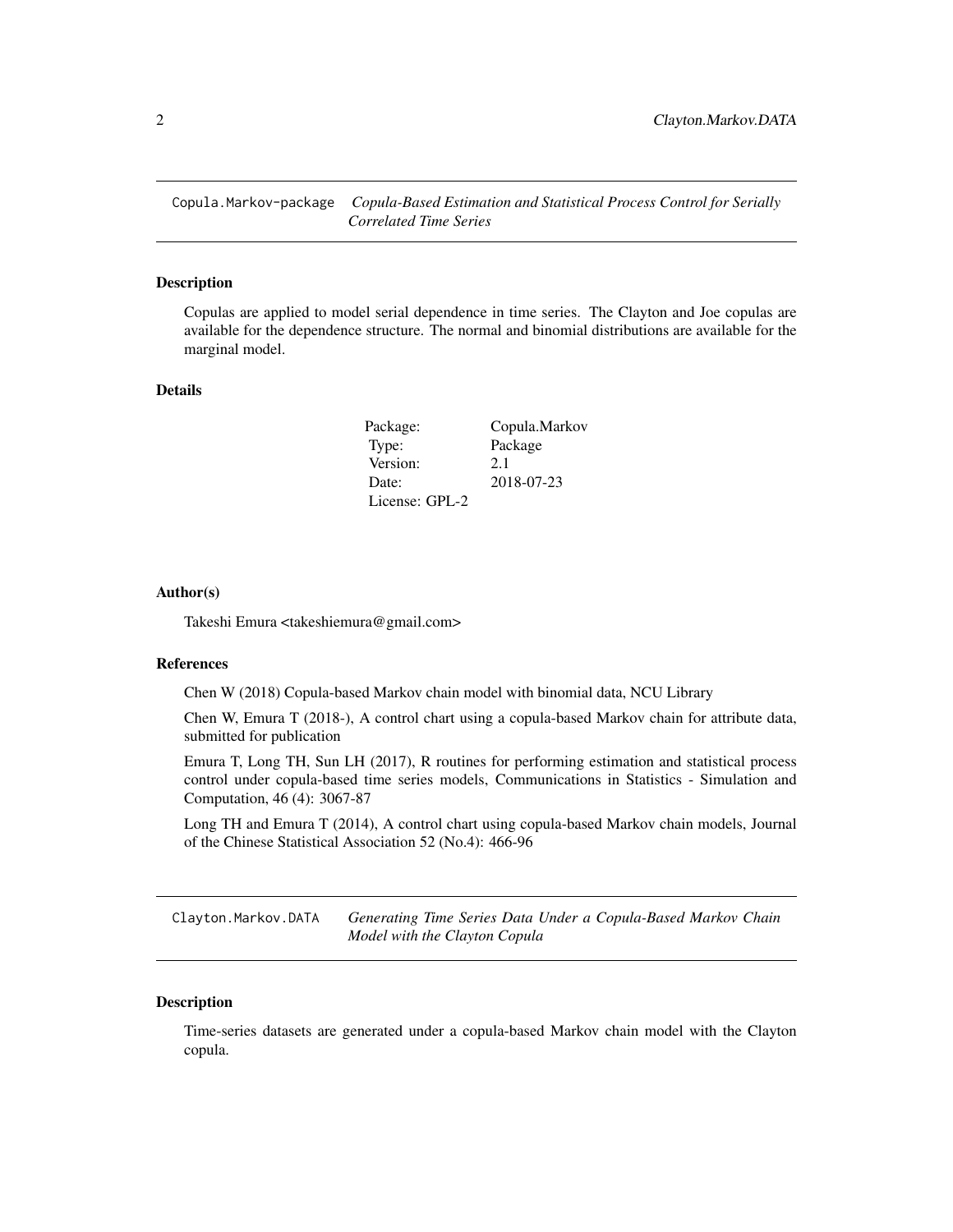## Copula.Markov-package — *Copula-Based Estimation and Statistical Process Control for Serially Correlated Time Series*

### Description

Copulas are applied to model serial dependence in time series. The Clayton and Joe copulas are available for the dependence structure. The normal and binomial distributions are available for the marginal model.

### Details

| | |
|---|---|
| Package: | Copula.Markov |
| Type: | Package |
| Version: | 2.1 |
| Date: | 2018-07-23 |
| License: GPL-2 | |

### Author(s)

Takeshi Emura <takeshiemura@gmail.com>

### References

Chen W (2018) Copula-based Markov chain model with binomial data, NCU Library

Chen W, Emura T (2018-), A control chart using a copula-based Markov chain for attribute data, submitted for publication

Emura T, Long TH, Sun LH (2017), R routines for performing estimation and statistical process control under copula-based time series models, Communications in Statistics - Simulation and Computation, 46 (4): 3067-87

Long TH and Emura T (2014), A control chart using copula-based Markov chain models, Journal of the Chinese Statistical Association 52 (No.4): 466-96

## Clayton.Markov.DATA — *Generating Time Series Data Under a Copula-Based Markov Chain Model with the Clayton Copula*

### Description

Time-series datasets are generated under a copula-based Markov chain model with the Clayton copula.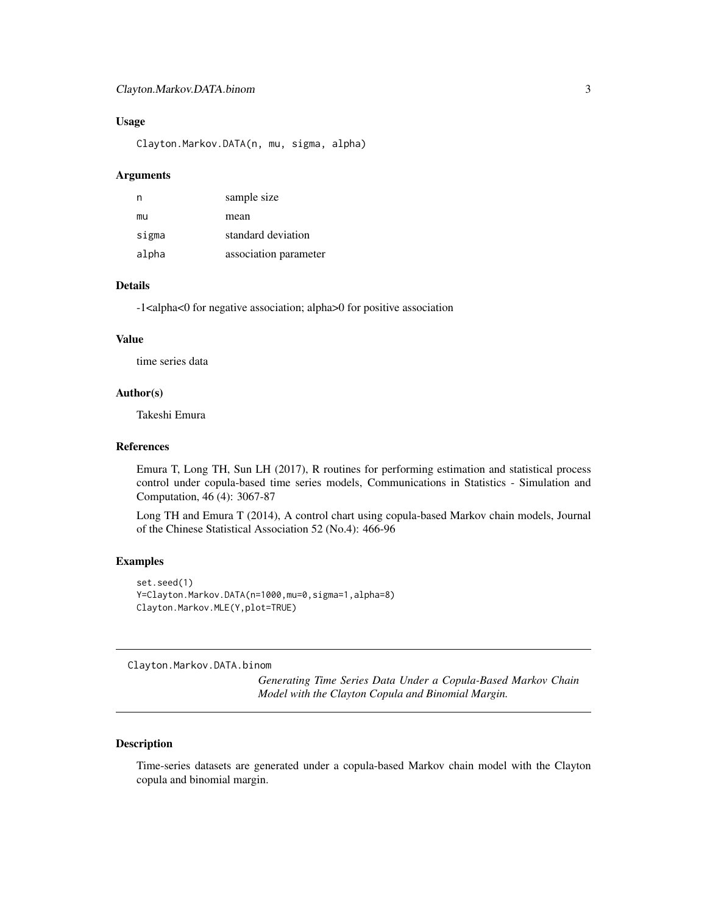### Usage

```
Clayton.Markov.DATA(n, mu, sigma, alpha)
```

### Arguments

| | |
|---|---|
| n | sample size |
| mu | mean |
| sigma | standard deviation |
| alpha | association parameter |

### Details

-1<alpha<0 for negative association; alpha>0 for positive association

### Value

time series data

### Author(s)

Takeshi Emura

### References

Emura T, Long TH, Sun LH (2017), R routines for performing estimation and statistical process control under copula-based time series models, Communications in Statistics - Simulation and Computation, 46 (4): 3067-87

Long TH and Emura T (2014), A control chart using copula-based Markov chain models, Journal of the Chinese Statistical Association 52 (No.4): 466-96

### Examples

```
set.seed(1)
Y=Clayton.Markov.DATA(n=1000,mu=0,sigma=1,alpha=8)
Clayton.Markov.MLE(Y,plot=TRUE)
```

---

## Clayton.Markov.DATA.binom

*Generating Time Series Data Under a Copula-Based Markov Chain Model with the Clayton Copula and Binomial Margin.*

---

### Description

Time-series datasets are generated under a copula-based Markov chain model with the Clayton copula and binomial margin.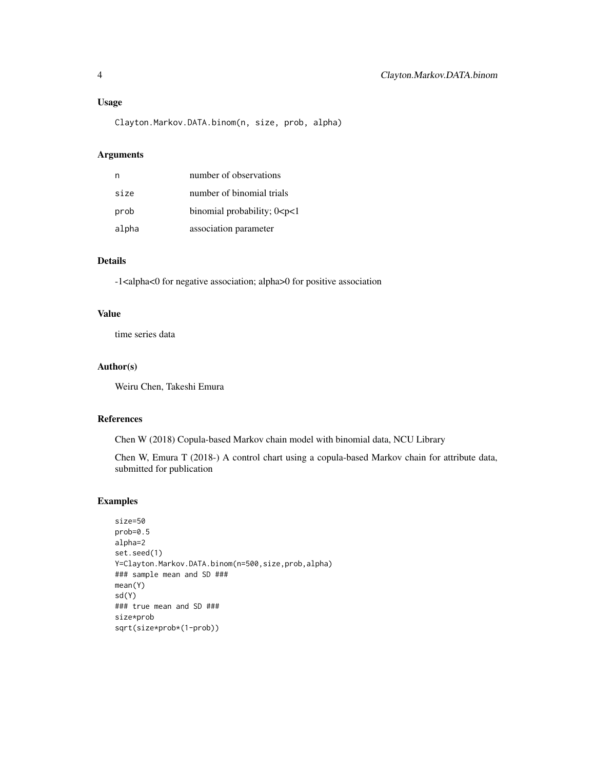### Usage

```
Clayton.Markov.DATA.binom(n, size, prob, alpha)
```

### Arguments

| | |
|---|---|
| n | number of observations |
| size | number of binomial trials |
| prob | binomial probability; $0<p<1$ |
| alpha | association parameter |

### Details

$-1<\alpha<0$ for negative association; $\alpha>0$ for positive association

### Value

time series data

### Author(s)

Weiru Chen, Takeshi Emura

### References

Chen W (2018) Copula-based Markov chain model with binomial data, NCU Library

Chen W, Emura T (2018-) A control chart using a copula-based Markov chain for attribute data, submitted for publication

### Examples

```
size=50
prob=0.5
alpha=2
set.seed(1)
Y=Clayton.Markov.DATA.binom(n=500,size,prob,alpha)
### sample mean and SD ###
mean(Y)
sd(Y)
### true mean and SD ###
size*prob
sqrt(size*prob*(1-prob))
```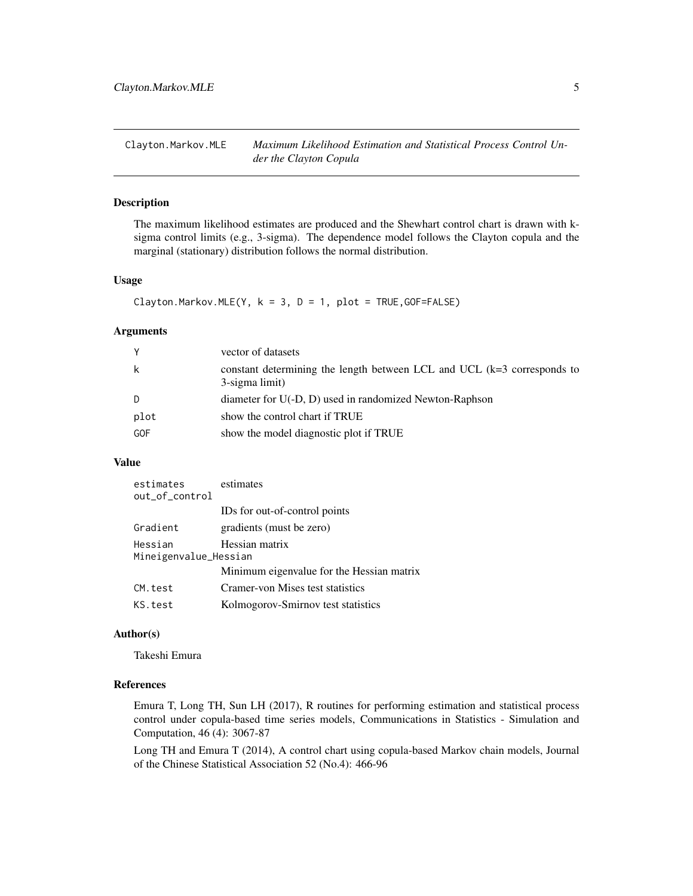Clayton.Markov.MLE *Maximum Likelihood Estimation and Statistical Process Control Under the Clayton Copula*

## Description

The maximum likelihood estimates are produced and the Shewhart control chart is drawn with k-sigma control limits (e.g., 3-sigma). The dependence model follows the Clayton copula and the marginal (stationary) distribution follows the normal distribution.

## Usage

```
Clayton.Markov.MLE(Y, k = 3, D = 1, plot = TRUE,GOF=FALSE)
```

## Arguments

| | |
|---|---|
| Y | vector of datasets |
| k | constant determining the length between LCL and UCL (k=3 corresponds to 3-sigma limit) |
| D | diameter for U(-D, D) used in randomized Newton-Raphson |
| plot | show the control chart if TRUE |
| GOF | show the model diagnostic plot if TRUE |

## Value

| | |
|---|---|
| estimates | estimates |
| out_of_control | IDs for out-of-control points |
| Gradient | gradients (must be zero) |
| Hessian | Hessian matrix |
| Mineigenvalue_Hessian | Minimum eigenvalue for the Hessian matrix |
| CM.test | Cramer-von Mises test statistics |
| KS.test | Kolmogorov-Smirnov test statistics |

## Author(s)

Takeshi Emura

## References

Emura T, Long TH, Sun LH (2017), R routines for performing estimation and statistical process control under copula-based time series models, Communications in Statistics - Simulation and Computation, 46 (4): 3067-87

Long TH and Emura T (2014), A control chart using copula-based Markov chain models, Journal of the Chinese Statistical Association 52 (No.4): 466-96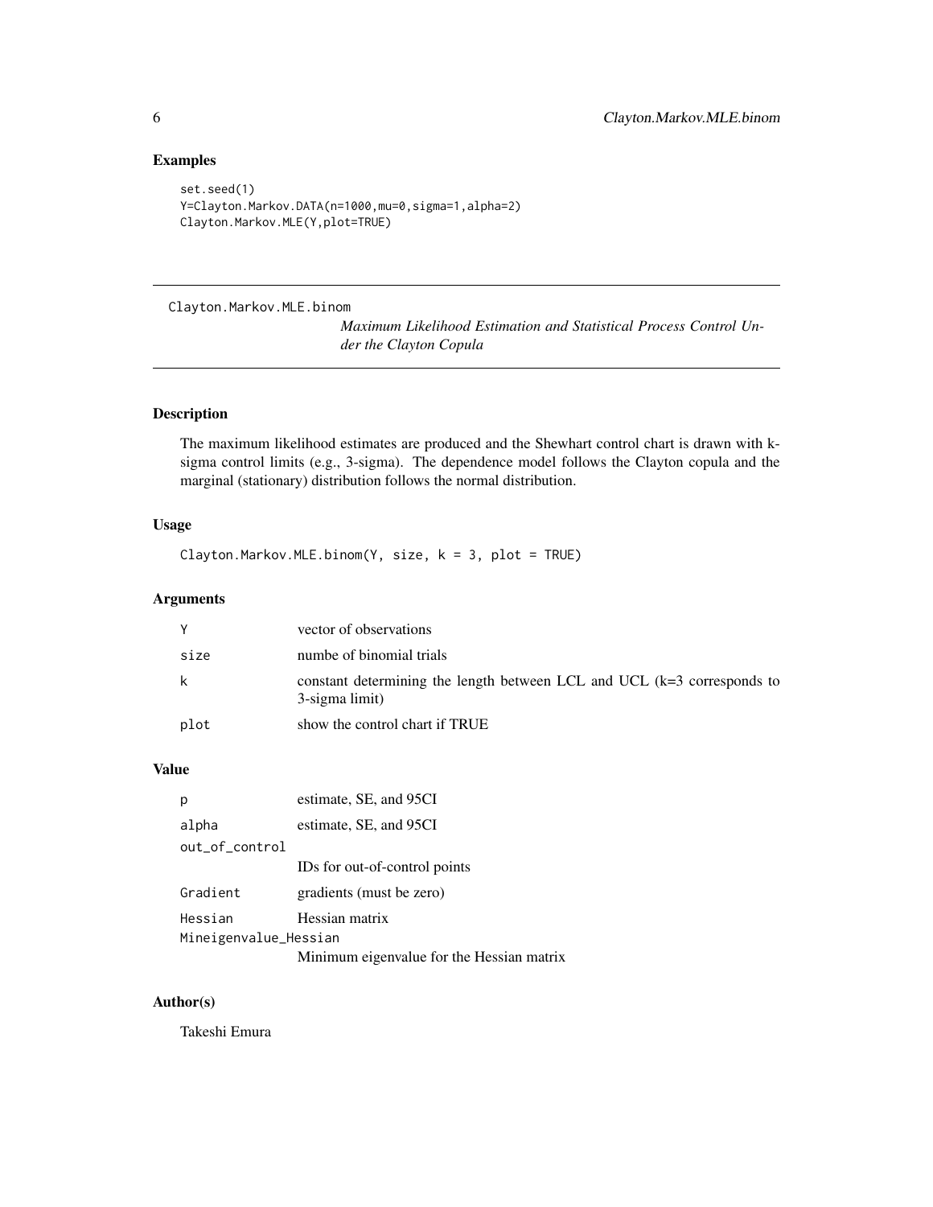## Examples

```
set.seed(1)
Y=Clayton.Markov.DATA(n=1000,mu=0,sigma=1,alpha=2)
Clayton.Markov.MLE(Y,plot=TRUE)
```

---

Clayton.Markov.MLE.binom    *Maximum Likelihood Estimation and Statistical Process Control Under the Clayton Copula*

---

## Description

The maximum likelihood estimates are produced and the Shewhart control chart is drawn with k-sigma control limits (e.g., 3-sigma). The dependence model follows the Clayton copula and the marginal (stationary) distribution follows the normal distribution.

## Usage

```
Clayton.Markov.MLE.binom(Y, size, k = 3, plot = TRUE)
```

## Arguments

| | |
|---|---|
| Y | vector of observations |
| size | numbe of binomial trials |
| k | constant determining the length between LCL and UCL (k=3 corresponds to 3-sigma limit) |
| plot | show the control chart if TRUE |

## Value

| | |
|---|---|
| p | estimate, SE, and 95CI |
| alpha | estimate, SE, and 95CI |
| out_of_control | IDs for out-of-control points |
| Gradient | gradients (must be zero) |
| Hessian | Hessian matrix |
| Mineigenvalue_Hessian | Minimum eigenvalue for the Hessian matrix |

## Author(s)

Takeshi Emura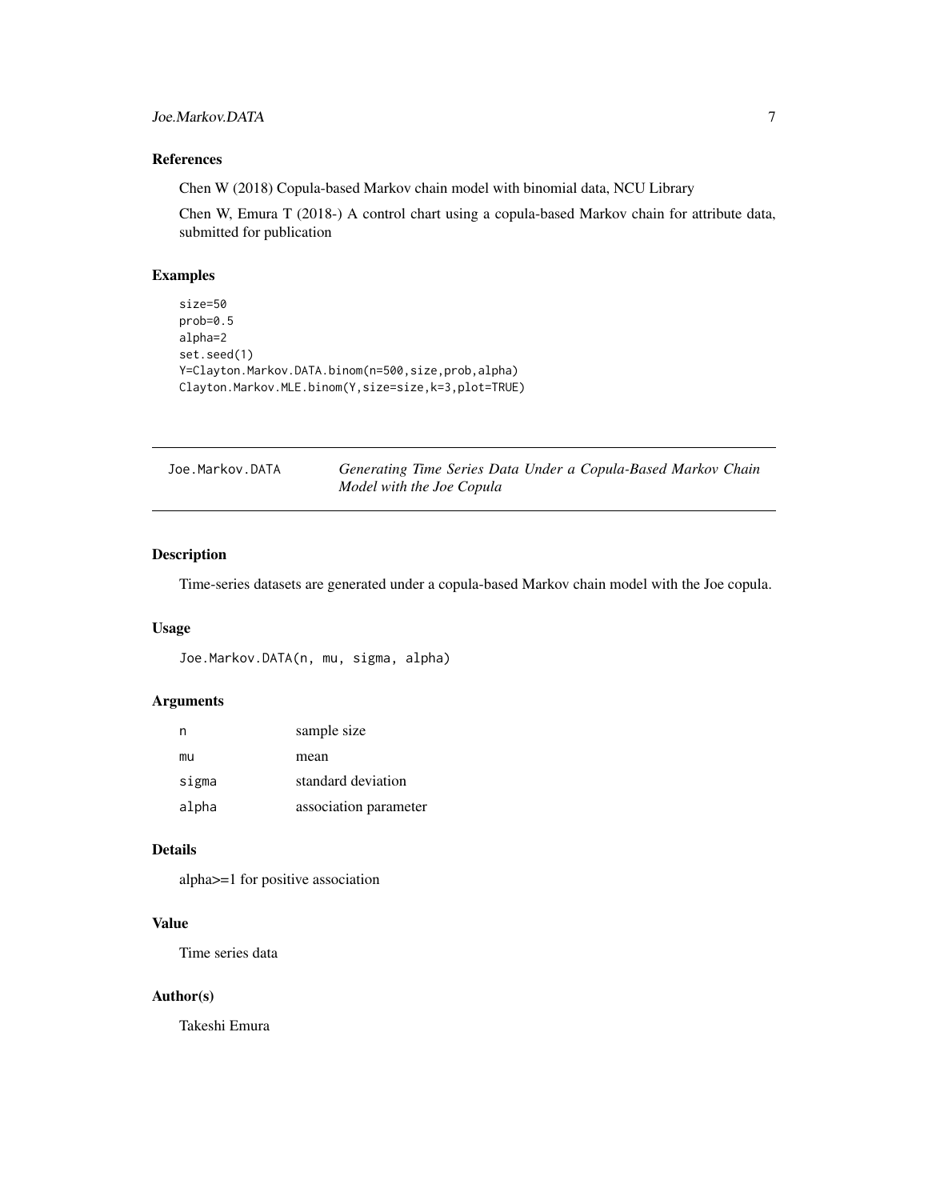### References

Chen W (2018) Copula-based Markov chain model with binomial data, NCU Library

Chen W, Emura T (2018-) A control chart using a copula-based Markov chain for attribute data, submitted for publication

### Examples

```
size=50
prob=0.5
alpha=2
set.seed(1)
Y=Clayton.Markov.DATA.binom(n=500,size,prob,alpha)
Clayton.Markov.MLE.binom(Y,size=size,k=3,plot=TRUE)
```

---

## Joe.Markov.DATA — *Generating Time Series Data Under a Copula-Based Markov Chain Model with the Joe Copula*

---

### Description

Time-series datasets are generated under a copula-based Markov chain model with the Joe copula.

### Usage

```
Joe.Markov.DATA(n, mu, sigma, alpha)
```

### Arguments

| | |
|---|---|
| n | sample size |
| mu | mean |
| sigma | standard deviation |
| alpha | association parameter |

### Details

alpha>=1 for positive association

### Value

Time series data

### Author(s)

Takeshi Emura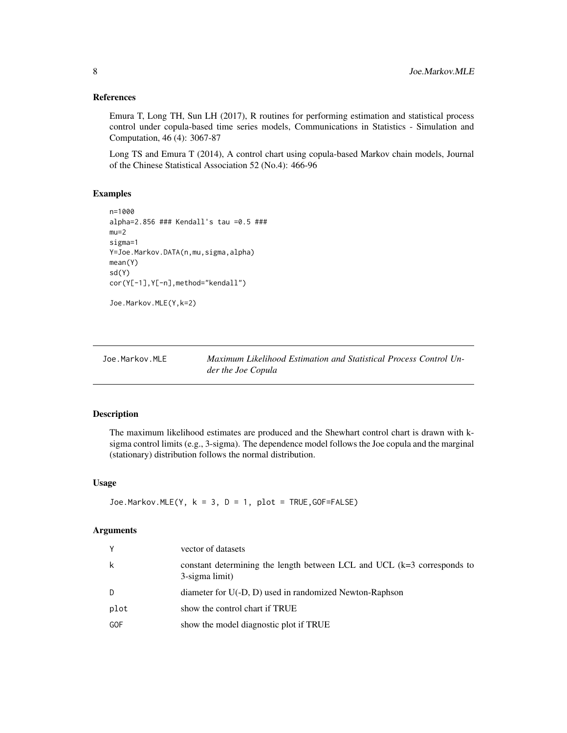## References

Emura T, Long TH, Sun LH (2017), R routines for performing estimation and statistical process control under copula-based time series models, Communications in Statistics - Simulation and Computation, 46 (4): 3067-87

Long TS and Emura T (2014), A control chart using copula-based Markov chain models, Journal of the Chinese Statistical Association 52 (No.4): 466-96

## Examples

```
n=1000
alpha=2.856 ### Kendall's tau =0.5 ###
mu=2
sigma=1
Y=Joe.Markov.DATA(n,mu,sigma,alpha)
mean(Y)
sd(Y)
cor(Y[-1],Y[-n],method="kendall")

Joe.Markov.MLE(Y,k=2)
```

---

# Joe.Markov.MLE — *Maximum Likelihood Estimation and Statistical Process Control Under the Joe Copula*

## Description

The maximum likelihood estimates are produced and the Shewhart control chart is drawn with k-sigma control limits (e.g., 3-sigma). The dependence model follows the Joe copula and the marginal (stationary) distribution follows the normal distribution.

## Usage

```
Joe.Markov.MLE(Y, k = 3, D = 1, plot = TRUE,GOF=FALSE)
```

## Arguments

| | |
|---|---|
| Y | vector of datasets |
| k | constant determining the length between LCL and UCL (k=3 corresponds to 3-sigma limit) |
| D | diameter for U(-D, D) used in randomized Newton-Raphson |
| plot | show the control chart if TRUE |
| GOF | show the model diagnostic plot if TRUE |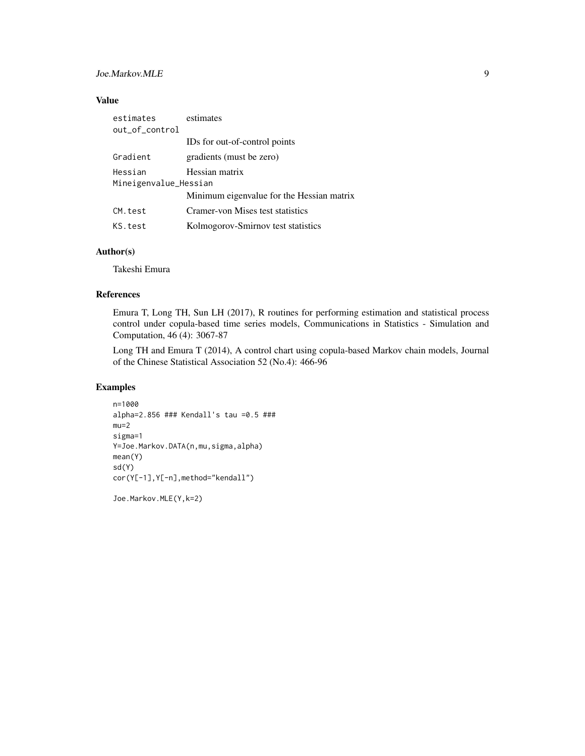### Value

| | |
|---|---|
| estimates | estimates |
| out_of_control | IDs for out-of-control points |
| Gradient | gradients (must be zero) |
| Hessian | Hessian matrix |
| Mineigenvalue_Hessian | Minimum eigenvalue for the Hessian matrix |
| CM.test | Cramer-von Mises test statistics |
| KS.test | Kolmogorov-Smirnov test statistics |

### Author(s)

Takeshi Emura

### References

Emura T, Long TH, Sun LH (2017), R routines for performing estimation and statistical process control under copula-based time series models, Communications in Statistics - Simulation and Computation, 46 (4): 3067-87

Long TH and Emura T (2014), A control chart using copula-based Markov chain models, Journal of the Chinese Statistical Association 52 (No.4): 466-96

### Examples

```
n=1000
alpha=2.856 ### Kendall's tau =0.5 ###
mu=2
sigma=1
Y=Joe.Markov.DATA(n,mu,sigma,alpha)
mean(Y)
sd(Y)
cor(Y[-1],Y[-n],method="kendall")

Joe.Markov.MLE(Y,k=2)
```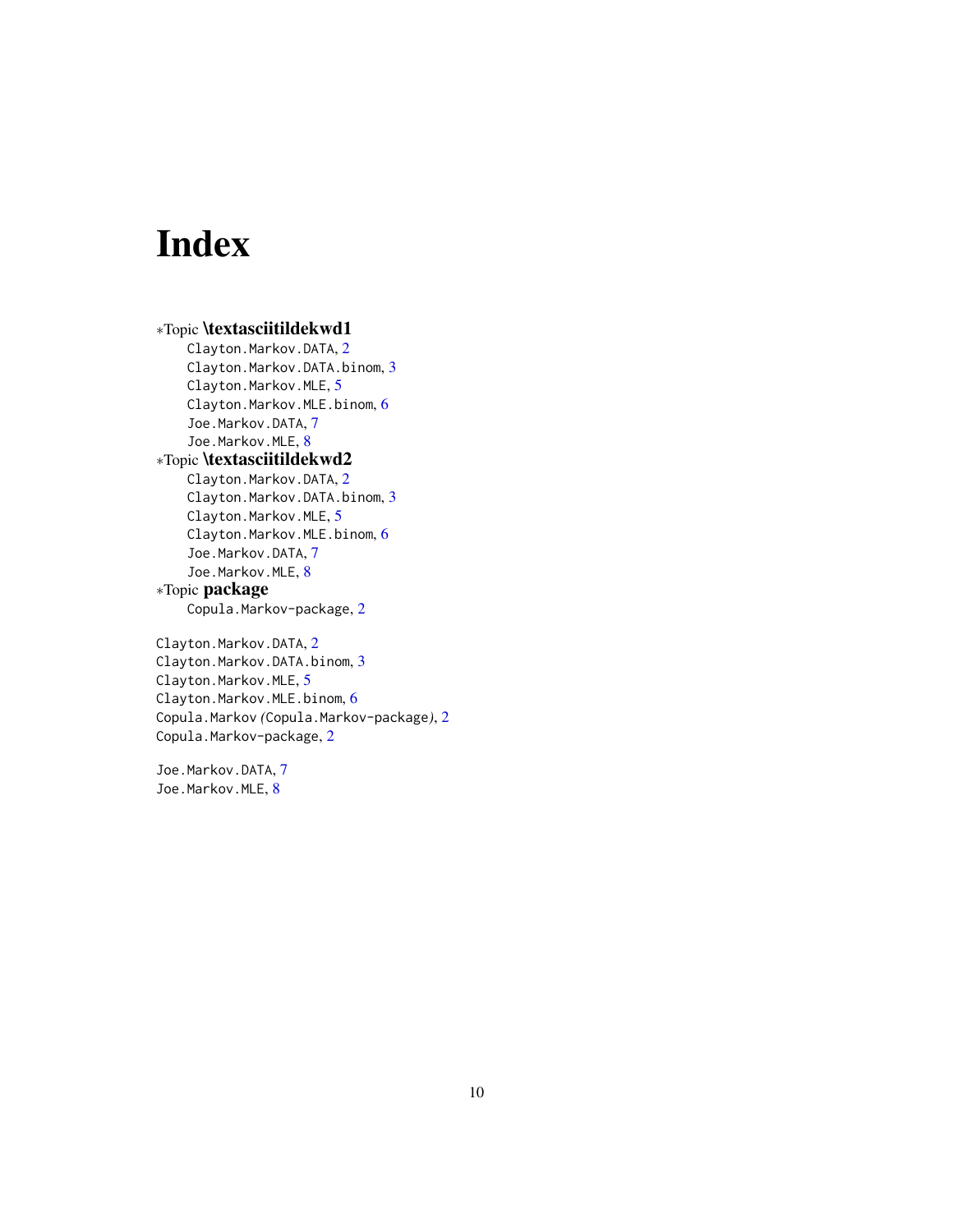# Index

∗Topic **\textasciitildekwd1**
- Clayton.Markov.DATA, 2
- Clayton.Markov.DATA.binom, 3
- Clayton.Markov.MLE, 5
- Clayton.Markov.MLE.binom, 6
- Joe.Markov.DATA, 7
- Joe.Markov.MLE, 8

∗Topic **\textasciitildekwd2**
- Clayton.Markov.DATA, 2
- Clayton.Markov.DATA.binom, 3
- Clayton.Markov.MLE, 5
- Clayton.Markov.MLE.binom, 6
- Joe.Markov.DATA, 7
- Joe.Markov.MLE, 8

∗Topic **package**
- Copula.Markov-package, 2

Clayton.Markov.DATA, 2
Clayton.Markov.DATA.binom, 3
Clayton.Markov.MLE, 5
Clayton.Markov.MLE.binom, 6
Copula.Markov *(*Copula.Markov-package*)*, 2
Copula.Markov-package, 2

Joe.Markov.DATA, 7
Joe.Markov.MLE, 8